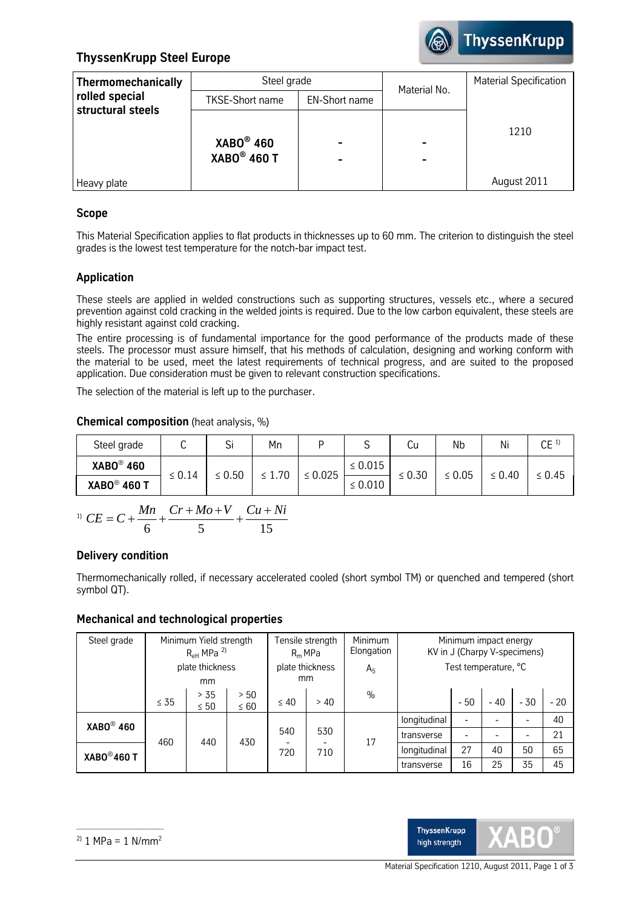## ThyssenKrupp Steel Europe

| Thermomechanically rolled special structural steels | Steel grade | | Material No. | Material Specification |
|---|---|---|---|---|
| | TKSE-Short name | EN-Short name | | |
| | **XABO® 460** | - | - | 1210 |
| | **XABO® 460 T** | - | - | |
| Heavy plate | | | | August 2011 |

### Scope

This Material Specification applies to flat products in thicknesses up to 60 mm. The criterion to distinguish the steel grades is the lowest test temperature for the notch-bar impact test.

### Application

These steels are applied in welded constructions such as supporting structures, vessels etc., where a secured prevention against cold cracking in the welded joints is required. Due to the low carbon equivalent, these steels are highly resistant against cold cracking.

The entire processing is of fundamental importance for the good performance of the products made of these steels. The processor must assure himself, that his methods of calculation, designing and working conform with the material to be used, meet the latest requirements of technical progress, and are suited to the proposed application. Due consideration must be given to relevant construction specifications.

The selection of the material is left up to the purchaser.

### Chemical composition (heat analysis, %)

| Steel grade | C | Si | Mn | P | S | Cu | Nb | Ni | CE [1] |
|---|---|---|---|---|---|---|---|---|---|
| **XABO® 460** | ≤ 0.14 | ≤ 0.50 | ≤ 1.70 | ≤ 0.025 | ≤ 0.015 | ≤ 0.30 | ≤ 0.05 | ≤ 0.40 | ≤ 0.45 |
| **XABO® 460 T** | | | | | ≤ 0.010 | | | | |

[1] $$CE = C + \frac{Mn}{6} + \frac{Cr + Mo + V}{5} + \frac{Cu + Ni}{15}$$

### Delivery condition

Thermomechanically rolled, if necessary accelerated cooled (short symbol TM) or quenched and tempered (short symbol QT).

### Mechanical and technological properties

| Steel grade | Minimum Yield strength $R_{eH}$ MPa [2] plate thickness mm | | | Tensile strength $R_m$ MPa plate thickness mm | | Minimum Elongation $A_5$ % | Minimum impact energy KV in J (Charpy V-specimens) Test temperature, °C | | | | |
|---|---|---|---|---|---|---|---|---|---|---|---|
| | ≤ 35 | > 35 ≤ 50 | > 50 ≤ 60 | ≤ 40 | > 40 | | | - 50 | - 40 | - 30 | - 20 |
| **XABO® 460** | 460 | 440 | 430 | 540 - 720 | 530 - 710 | 17 | longitudinal | - | - | - | 40 |
| | | | | | | | transverse | - | - | - | 21 |
| **XABO® 460 T** | | | | | | | longitudinal | 27 | 40 | 50 | 65 |
| | | | | | | | transverse | 16 | 25 | 35 | 45 |

[2] 1 MPa = 1 N/mm²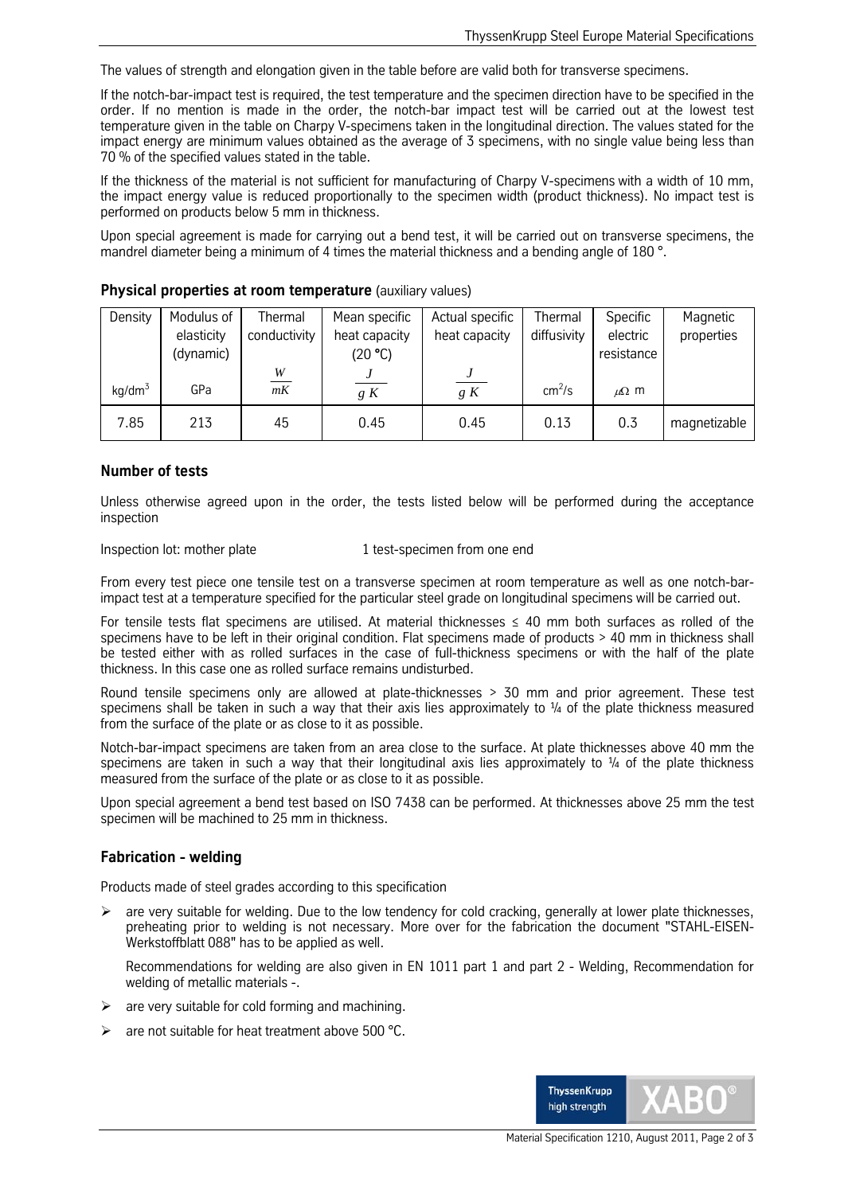The values of strength and elongation given in the table before are valid both for transverse specimens.

If the notch-bar-impact test is required, the test temperature and the specimen direction have to be specified in the order. If no mention is made in the order, the notch-bar impact test will be carried out at the lowest test temperature given in the table on Charpy V-specimens taken in the longitudinal direction. The values stated for the impact energy are minimum values obtained as the average of 3 specimens, with no single value being less than 70 % of the specified values stated in the table.

If the thickness of the material is not sufficient for manufacturing of Charpy V-specimens with a width of 10 mm, the impact energy value is reduced proportionally to the specimen width (product thickness). No impact test is performed on products below 5 mm in thickness.

Upon special agreement is made for carrying out a bend test, it will be carried out on transverse specimens, the mandrel diameter being a minimum of 4 times the material thickness and a bending angle of 180 °.

**Physical properties at room temperature** (auxiliary values)

| Density | Modulus of elasticity (dynamic) | Thermal conductivity | Mean specific heat capacity (20 °C) | Actual specific heat capacity | Thermal diffusivity | Specific electric resistance | Magnetic properties |
|---|---|---|---|---|---|---|---|
| $kg/dm^3$ | GPa | $\frac{W}{mK}$ | $\frac{J}{g\,K}$ | $\frac{J}{g\,K}$ | $cm^2/s$ | $\mu\Omega$ m | |
| 7.85 | 213 | 45 | 0.45 | 0.45 | 0.13 | 0.3 | magnetizable |

## Number of tests

Unless otherwise agreed upon in the order, the tests listed below will be performed during the acceptance inspection

Inspection lot: mother plate 1 test-specimen from one end

From every test piece one tensile test on a transverse specimen at room temperature as well as one notch-bar-impact test at a temperature specified for the particular steel grade on longitudinal specimens will be carried out.

For tensile tests flat specimens are utilised. At material thicknesses ≤ 40 mm both surfaces as rolled of the specimens have to be left in their original condition. Flat specimens made of products > 40 mm in thickness shall be tested either with as rolled surfaces in the case of full-thickness specimens or with the half of the plate thickness. In this case one as rolled surface remains undisturbed.

Round tensile specimens only are allowed at plate-thicknesses > 30 mm and prior agreement. These test specimens shall be taken in such a way that their axis lies approximately to ¼ of the plate thickness measured from the surface of the plate or as close to it as possible.

Notch-bar-impact specimens are taken from an area close to the surface. At plate thicknesses above 40 mm the specimens are taken in such a way that their longitudinal axis lies approximately to ¼ of the plate thickness measured from the surface of the plate or as close to it as possible.

Upon special agreement a bend test based on ISO 7438 can be performed. At thicknesses above 25 mm the test specimen will be machined to 25 mm in thickness.

## Fabrication - welding

Products made of steel grades according to this specification

- are very suitable for welding. Due to the low tendency for cold cracking, generally at lower plate thicknesses, preheating prior to welding is not necessary. More over for the fabrication the document "STAHL-EISEN-Werkstoffblatt 088" has to be applied as well.

  Recommendations for welding are also given in EN 1011 part 1 and part 2 - Welding, Recommendation for welding of metallic materials -.

- are very suitable for cold forming and machining.
- are not suitable for heat treatment above 500 °C.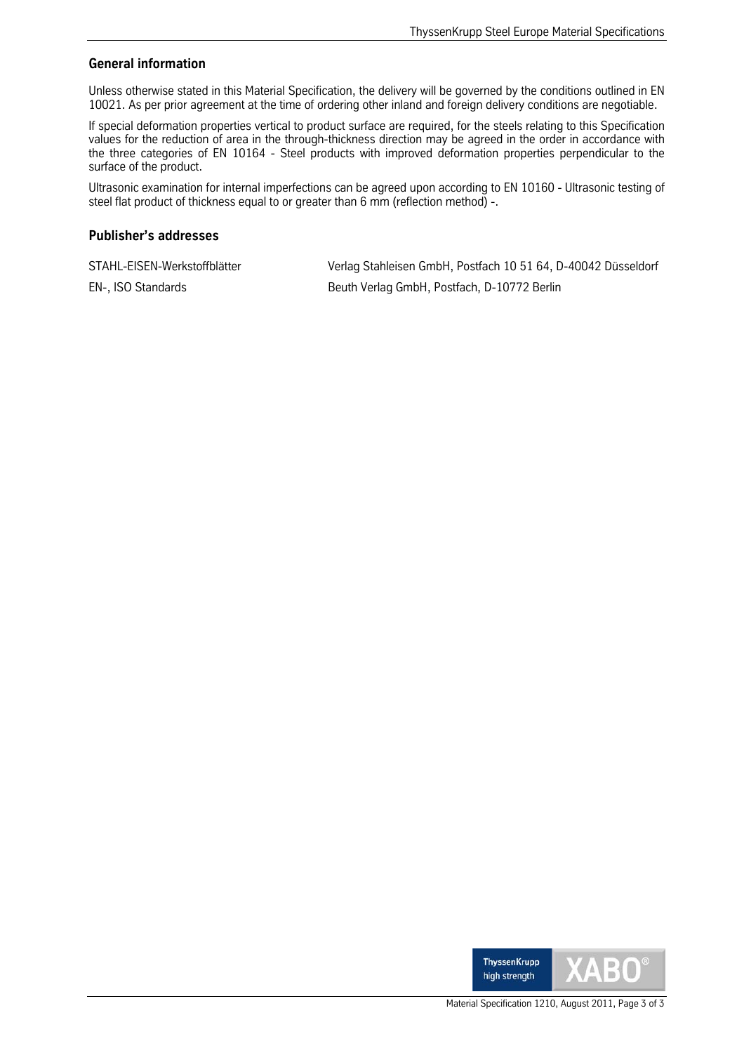## General information

Unless otherwise stated in this Material Specification, the delivery will be governed by the conditions outlined in EN 10021. As per prior agreement at the time of ordering other inland and foreign delivery conditions are negotiable.

If special deformation properties vertical to product surface are required, for the steels relating to this Specification values for the reduction of area in the through-thickness direction may be agreed in the order in accordance with the three categories of EN 10164 - Steel products with improved deformation properties perpendicular to the surface of the product.

Ultrasonic examination for internal imperfections can be agreed upon according to EN 10160 - Ultrasonic testing of steel flat product of thickness equal to or greater than 6 mm (reflection method) -.

## Publisher's addresses

| | |
|---|---|
| STAHL-EISEN-Werkstoffblätter | Verlag Stahleisen GmbH, Postfach 10 51 64, D-40042 Düsseldorf |
| EN-, ISO Standards | Beuth Verlag GmbH, Postfach, D-10772 Berlin |